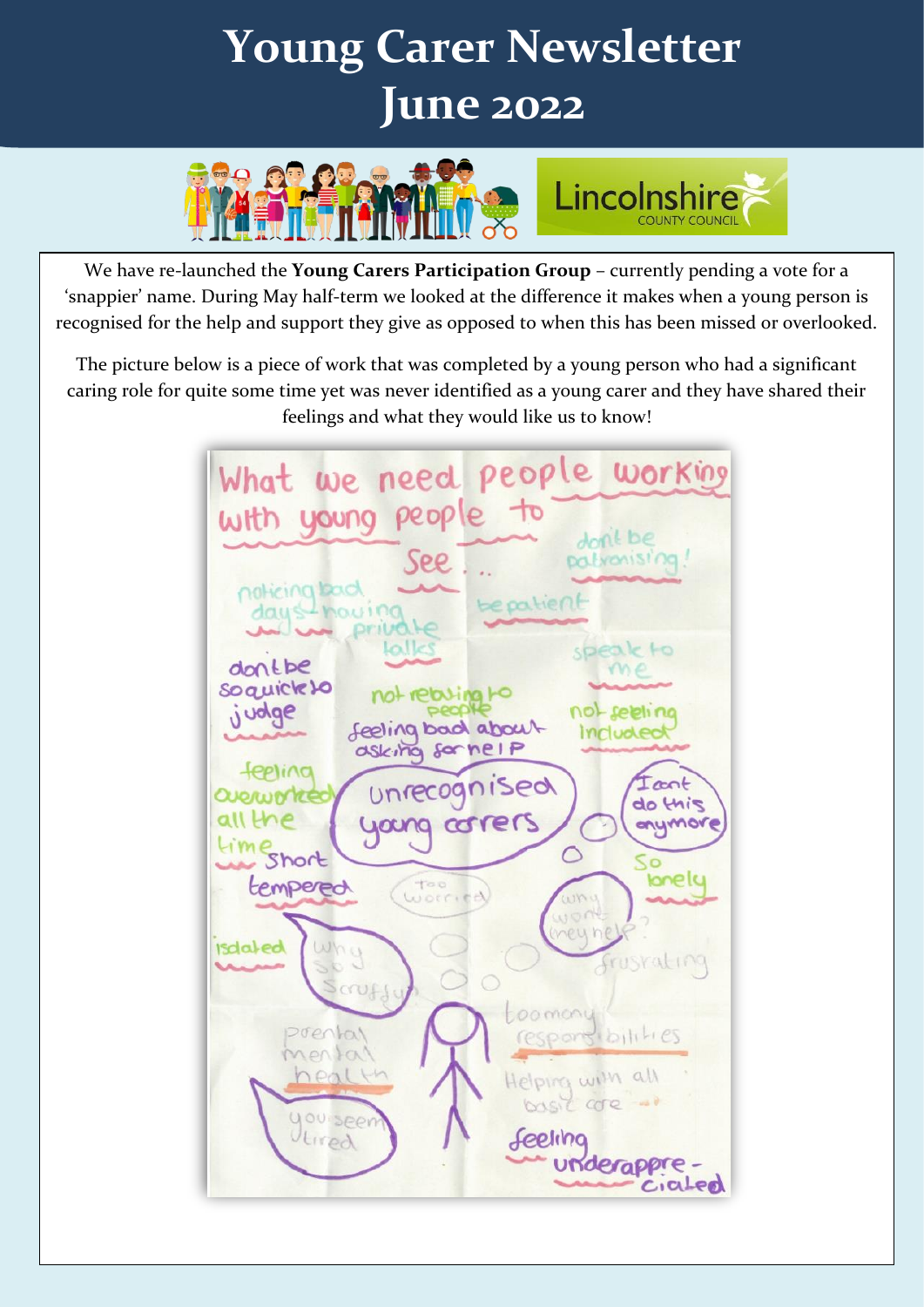# Young Carer Newsletter June 2022

We have re-launched the **Young Carers Participation Group** – currently pending a vote for a 'snappier' name. During May half-term we looked at the difference it makes when a young person is recognised for the help and support they give as opposed to when this has been missed or overlooked.

The picture below is a piece of work that was completed by a young person who had a significant caring role for quite some time yet was never identified as a young carer and they have shared their feelings and what they would like us to know!

What we need people working with young people to See...

- don't be patronising!
- noticing bad days - having private talks
- be patient
- speak to me
- don't be so quick to judge
- not relating to people
- feeling bad about asking for help
- not feeling included
- feeling overworked all the time
- unrecognised young carers
- I cant do this anymore
- short tempered
- Too worried
- So lonely
- why won't they help?
- isolated
- why so scruffy
- frustrating
- parental mental health
- too many responsibilities
- Helping with all basic care
- you seem tired
- feeling underappreciated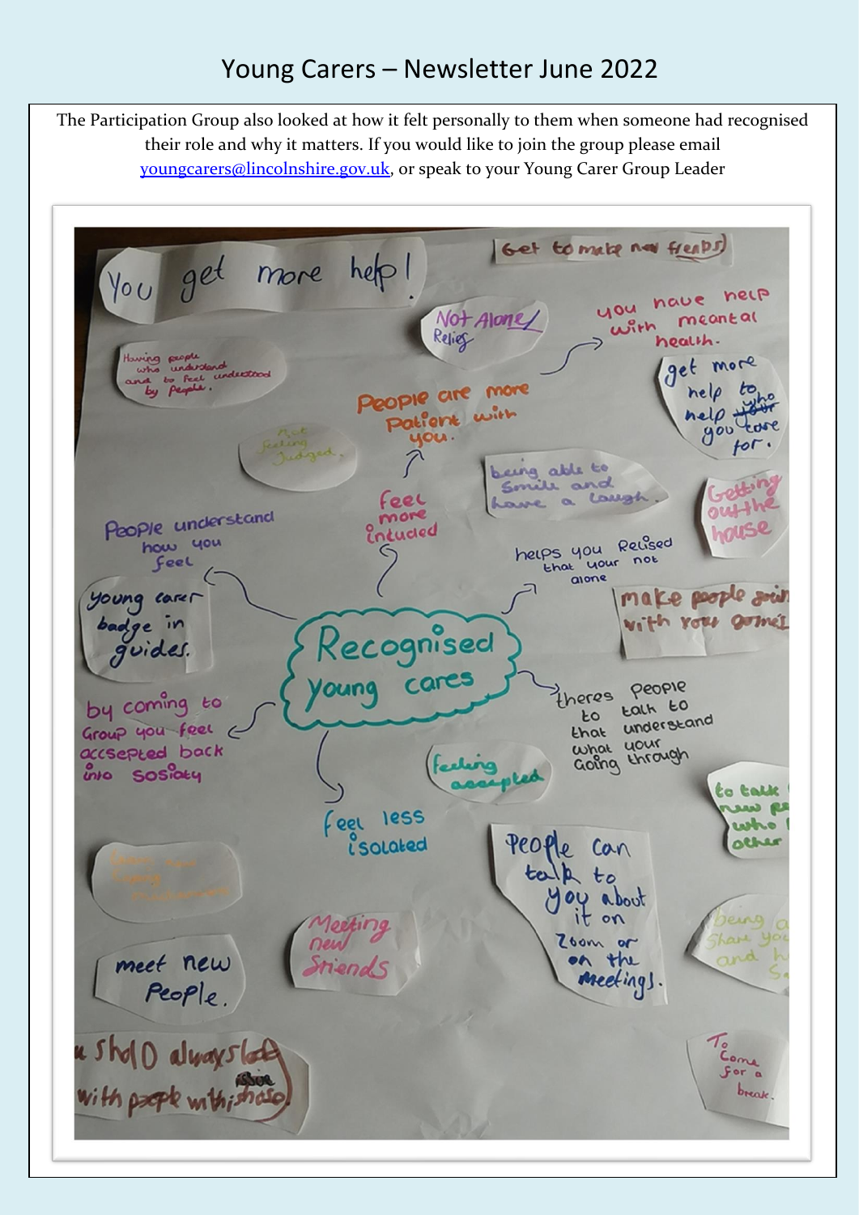The Participation Group also looked at how it felt personally to them when someone had recognised their role and why it matters. If you would like to join the group please email youngcarers@lincolnshire.gov.uk, or speak to your Young Carer Group Leader

**Recognised young cares**

- You get more help!
- Get to make new freinds
- Not Alone/ Relief
- you have help with meantal health.
- Having people who understand and to feel understood by people.
- People are more Patient with you.
- get more help to help who you care for.
- Not feeling Judged.
- being able to Smile and have a laugh.
- Getting out the house
- Feel more included
- People understand how you feel
- helps you Relised that your not alone
- make people join with your games
- young carer badge in guides.
- by coming to Group you feel accsepted back into sosiaty
- theres people to talk to that understand what your going through
- feeling accepted
- Feel less isolated
- to talk to new people who understand each other
- People can talk to you about it on Zoom or on the meetings.
- Meeting new friends
- meet new People.
- being able to share your ... and ...
- u should always talk with people with issues
- To Come For a break.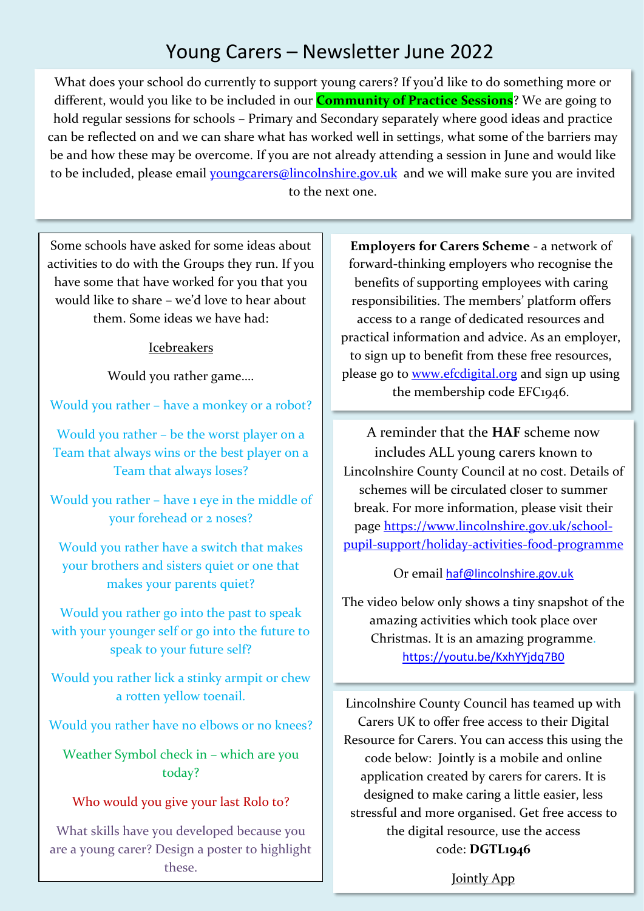# Young Carers – Newsletter June 2022

What does your school do currently to support young carers? If you'd like to do something more or different, would you like to be included in our **Community of Practice Sessions**? We are going to hold regular sessions for schools – Primary and Secondary separately where good ideas and practice can be reflected on and we can share what has worked well in settings, what some of the barriers may be and how these may be overcome. If you are not already attending a session in June and would like to be included, please email youngcarers@lincolnshire.gov.uk and we will make sure you are invited to the next one.

Some schools have asked for some ideas about activities to do with the Groups they run. If you have some that have worked for you that you would like to share – we'd love to hear about them. Some ideas we have had:

Icebreakers

Would you rather game….

Would you rather – have a monkey or a robot?

Would you rather – be the worst player on a Team that always wins or the best player on a Team that always loses?

Would you rather – have 1 eye in the middle of your forehead or 2 noses?

Would you rather have a switch that makes your brothers and sisters quiet or one that makes your parents quiet?

Would you rather go into the past to speak with your younger self or go into the future to speak to your future self?

Would you rather lick a stinky armpit or chew a rotten yellow toenail.

Would you rather have no elbows or no knees?

Weather Symbol check in – which are you today?

Who would you give your last Rolo to?

What skills have you developed because you are a young carer? Design a poster to highlight these.

**Employers for Carers Scheme** - a network of forward-thinking employers who recognise the benefits of supporting employees with caring responsibilities. The members' platform offers access to a range of dedicated resources and practical information and advice. As an employer, to sign up to benefit from these free resources, please go to www.efcdigital.org and sign up using the membership code EFC1946.

A reminder that the **HAF** scheme now includes ALL young carers known to Lincolnshire County Council at no cost. Details of schemes will be circulated closer to summer break. For more information, please visit their page https://www.lincolnshire.gov.uk/school-pupil-support/holiday-activities-food-programme

Or email haf@lincolnshire.gov.uk

The video below only shows a tiny snapshot of the amazing activities which took place over Christmas. It is an amazing programme. https://youtu.be/KxhYYjdq7B0

Lincolnshire County Council has teamed up with Carers UK to offer free access to their Digital Resource for Carers. You can access this using the code below: Jointly is a mobile and online application created by carers for carers. It is designed to make caring a little easier, less stressful and more organised. Get free access to the digital resource, use the access code: **DGTL1946**

Jointly App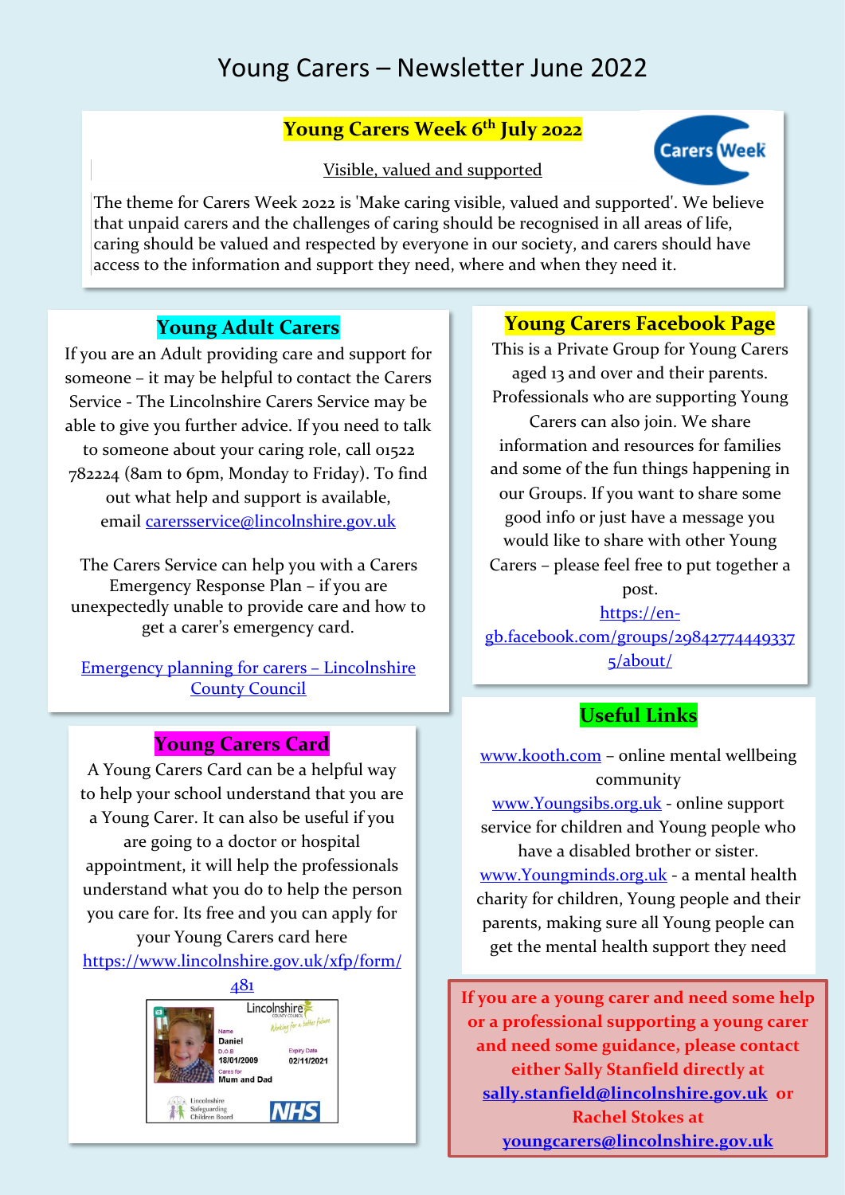# Young Carers – Newsletter June 2022

## Young Carers Week 6th July 2022

Visible, valued and supported

The theme for Carers Week 2022 is 'Make caring visible, valued and supported'. We believe that unpaid carers and the challenges of caring should be recognised in all areas of life, caring should be valued and respected by everyone in our society, and carers should have access to the information and support they need, where and when they need it.

## Young Adult Carers

If you are an Adult providing care and support for someone – it may be helpful to contact the Carers Service - The Lincolnshire Carers Service may be able to give you further advice. If you need to talk to someone about your caring role, call 01522 782224 (8am to 6pm, Monday to Friday). To find out what help and support is available, email carersservice@lincolnshire.gov.uk

The Carers Service can help you with a Carers Emergency Response Plan – if you are unexpectedly unable to provide care and how to get a carer's emergency card.

Emergency planning for carers – Lincolnshire County Council

## Young Carers Card

A Young Carers Card can be a helpful way to help your school understand that you are a Young Carer. It can also be useful if you are going to a doctor or hospital appointment, it will help the professionals understand what you do to help the person you care for. Its free and you can apply for your Young Carers card here https://www.lincolnshire.gov.uk/xfp/form/481

Lincolnshire County Council
Name
Daniel
D.O.B
18/01/2009
Expiry Date
02/11/2021
Cares for
Mum and Dad
Lincolnshire Safeguarding Children Board
NHS

## Young Carers Facebook Page

This is a Private Group for Young Carers aged 13 and over and their parents. Professionals who are supporting Young Carers can also join. We share information and resources for families and some of the fun things happening in our Groups. If you want to share some good info or just have a message you would like to share with other Young Carers – please feel free to put together a post.

https://en-gb.facebook.com/groups/298427744493375/about/

## Useful Links

www.kooth.com – online mental wellbeing community

www.Youngsibs.org.uk - online support service for children and Young people who have a disabled brother or sister.

www.Youngminds.org.uk - a mental health charity for children, Young people and their parents, making sure all Young people can get the mental health support they need

**If you are a young carer and need some help or a professional supporting a young carer and need some guidance, please contact either Sally Stanfield directly at sally.stanfield@lincolnshire.gov.uk or Rachel Stokes at youngcarers@lincolnshire.gov.uk**